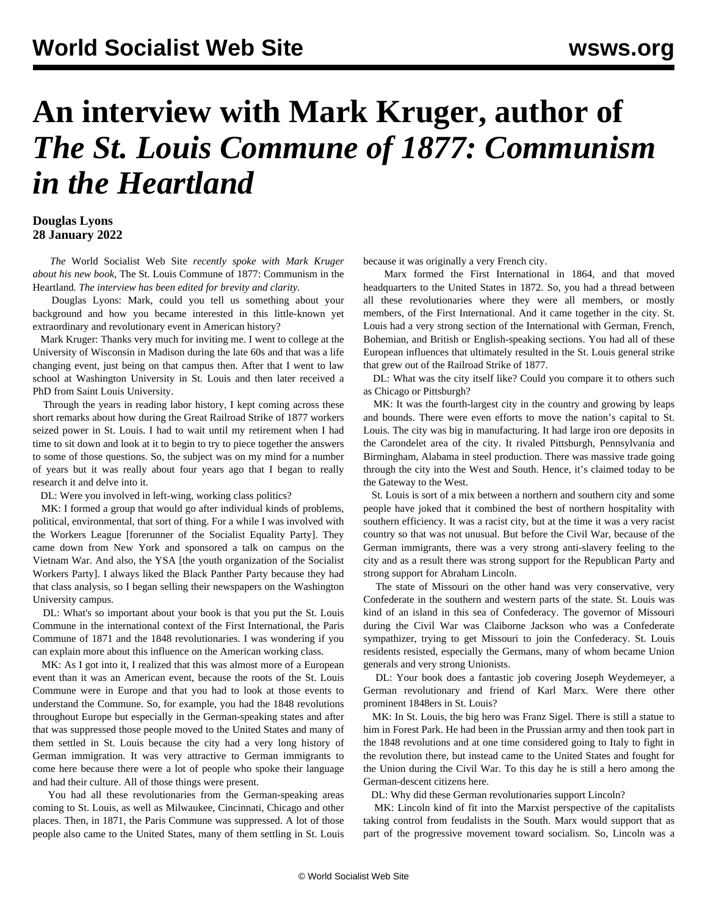# An interview with Mark Kruger, author of *The St. Louis Commune of 1877: Communism in the Heartland*

**Douglas Lyons**
**28 January 2022**

*The* World Socialist Web Site *recently spoke with Mark Kruger about his new book,* The St. Louis Commune of 1877: Communism in the Heartland. *The interview has been edited for brevity and clarity.*

Douglas Lyons: Mark, could you tell us something about your background and how you became interested in this little-known yet extraordinary and revolutionary event in American history?

Mark Kruger: Thanks very much for inviting me. I went to college at the University of Wisconsin in Madison during the late 60s and that was a life changing event, just being on that campus then. After that I went to law school at Washington University in St. Louis and then later received a PhD from Saint Louis University.

Through the years in reading labor history, I kept coming across these short remarks about how during the Great Railroad Strike of 1877 workers seized power in St. Louis. I had to wait until my retirement when I had time to sit down and look at it to begin to try to piece together the answers to some of those questions. So, the subject was on my mind for a number of years but it was really about four years ago that I began to really research it and delve into it.

DL: Were you involved in left-wing, working class politics?

MK: I formed a group that would go after individual kinds of problems, political, environmental, that sort of thing. For a while I was involved with the Workers League [forerunner of the Socialist Equality Party]. They came down from New York and sponsored a talk on campus on the Vietnam War. And also, the YSA [the youth organization of the Socialist Workers Party]. I always liked the Black Panther Party because they had that class analysis, so I began selling their newspapers on the Washington University campus.

DL: What's so important about your book is that you put the St. Louis Commune in the international context of the First International, the Paris Commune of 1871 and the 1848 revolutionaries. I was wondering if you can explain more about this influence on the American working class.

MK: As I got into it, I realized that this was almost more of a European event than it was an American event, because the roots of the St. Louis Commune were in Europe and that you had to look at those events to understand the Commune. So, for example, you had the 1848 revolutions throughout Europe but especially in the German-speaking states and after that was suppressed those people moved to the United States and many of them settled in St. Louis because the city had a very long history of German immigration. It was very attractive to German immigrants to come here because there were a lot of people who spoke their language and had their culture. All of those things were present.

You had all these revolutionaries from the German-speaking areas coming to St. Louis, as well as Milwaukee, Cincinnati, Chicago and other places. Then, in 1871, the Paris Commune was suppressed. A lot of those people also came to the United States, many of them settling in St. Louis because it was originally a very French city.

Marx formed the First International in 1864, and that moved headquarters to the United States in 1872. So, you had a thread between all these revolutionaries where they were all members, or mostly members, of the First International. And it came together in the city. St. Louis had a very strong section of the International with German, French, Bohemian, and British or English-speaking sections. You had all of these European influences that ultimately resulted in the St. Louis general strike that grew out of the Railroad Strike of 1877.

DL: What was the city itself like? Could you compare it to others such as Chicago or Pittsburgh?

MK: It was the fourth-largest city in the country and growing by leaps and bounds. There were even efforts to move the nation's capital to St. Louis. The city was big in manufacturing. It had large iron ore deposits in the Carondelet area of the city. It rivaled Pittsburgh, Pennsylvania and Birmingham, Alabama in steel production. There was massive trade going through the city into the West and South. Hence, it's claimed today to be the Gateway to the West.

St. Louis is sort of a mix between a northern and southern city and some people have joked that it combined the best of northern hospitality with southern efficiency. It was a racist city, but at the time it was a very racist country so that was not unusual. But before the Civil War, because of the German immigrants, there was a very strong anti-slavery feeling to the city and as a result there was strong support for the Republican Party and strong support for Abraham Lincoln.

The state of Missouri on the other hand was very conservative, very Confederate in the southern and western parts of the state. St. Louis was kind of an island in this sea of Confederacy. The governor of Missouri during the Civil War was Claiborne Jackson who was a Confederate sympathizer, trying to get Missouri to join the Confederacy. St. Louis residents resisted, especially the Germans, many of whom became Union generals and very strong Unionists.

DL: Your book does a fantastic job covering Joseph Weydemeyer, a German revolutionary and friend of Karl Marx. Were there other prominent 1848ers in St. Louis?

MK: In St. Louis, the big hero was Franz Sigel. There is still a statue to him in Forest Park. He had been in the Prussian army and then took part in the 1848 revolutions and at one time considered going to Italy to fight in the revolution there, but instead came to the United States and fought for the Union during the Civil War. To this day he is still a hero among the German-descent citizens here.

DL: Why did these German revolutionaries support Lincoln?

MK: Lincoln kind of fit into the Marxist perspective of the capitalists taking control from feudalists in the South. Marx would support that as part of the progressive movement toward socialism. So, Lincoln was a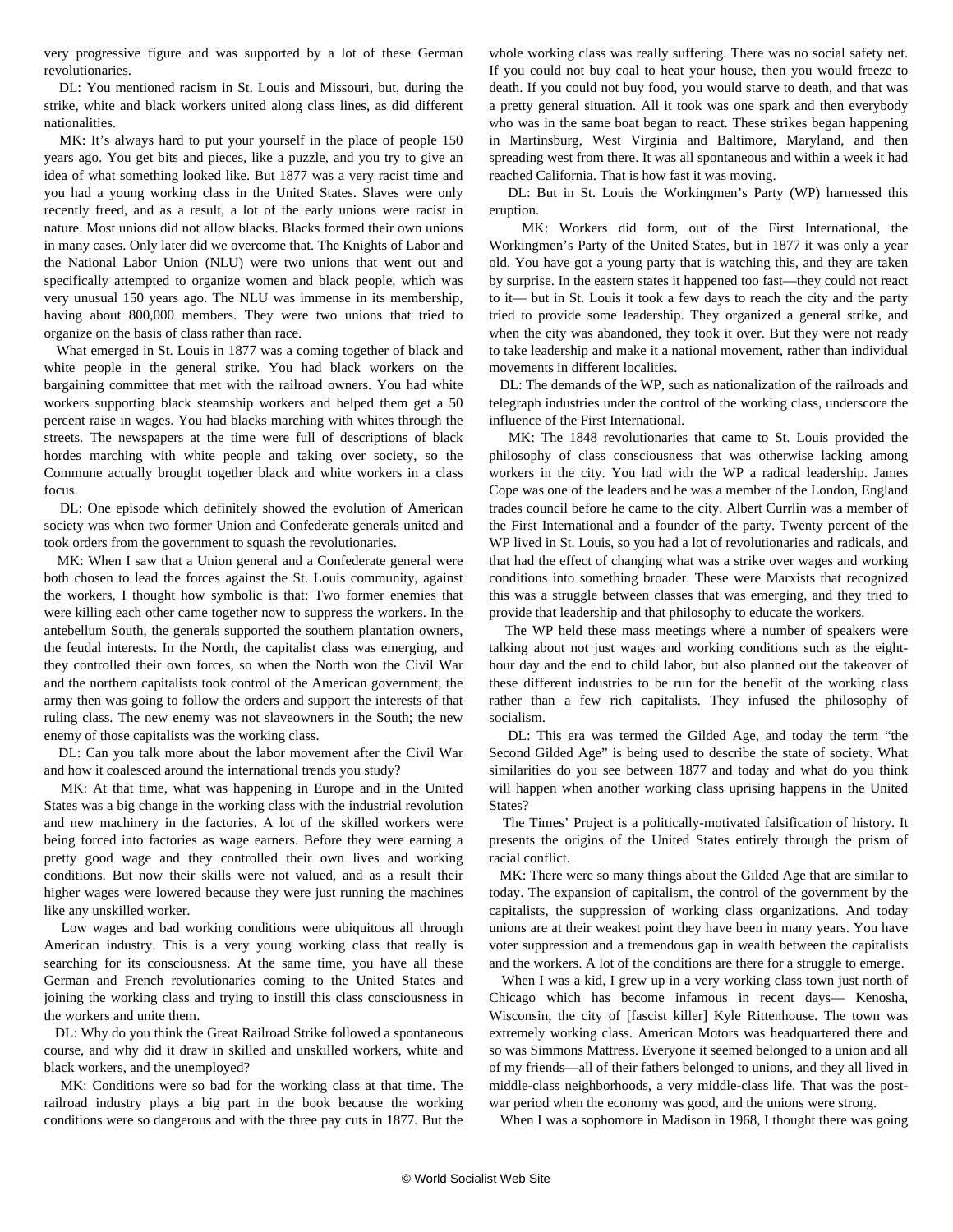very progressive figure and was supported by a lot of these German revolutionaries.

DL: You mentioned racism in St. Louis and Missouri, but, during the strike, white and black workers united along class lines, as did different nationalities.

MK: It's always hard to put your yourself in the place of people 150 years ago. You get bits and pieces, like a puzzle, and you try to give an idea of what something looked like. But 1877 was a very racist time and you had a young working class in the United States. Slaves were only recently freed, and as a result, a lot of the early unions were racist in nature. Most unions did not allow blacks. Blacks formed their own unions in many cases. Only later did we overcome that. The Knights of Labor and the National Labor Union (NLU) were two unions that went out and specifically attempted to organize women and black people, which was very unusual 150 years ago. The NLU was immense in its membership, having about 800,000 members. They were two unions that tried to organize on the basis of class rather than race.

What emerged in St. Louis in 1877 was a coming together of black and white people in the general strike. You had black workers on the bargaining committee that met with the railroad owners. You had white workers supporting black steamship workers and helped them get a 50 percent raise in wages. You had blacks marching with whites through the streets. The newspapers at the time were full of descriptions of black hordes marching with white people and taking over society, so the Commune actually brought together black and white workers in a class focus.

DL: One episode which definitely showed the evolution of American society was when two former Union and Confederate generals united and took orders from the government to squash the revolutionaries.

MK: When I saw that a Union general and a Confederate general were both chosen to lead the forces against the St. Louis community, against the workers, I thought how symbolic is that: Two former enemies that were killing each other came together now to suppress the workers. In the antebellum South, the generals supported the southern plantation owners, the feudal interests. In the North, the capitalist class was emerging, and they controlled their own forces, so when the North won the Civil War and the northern capitalists took control of the American government, the army then was going to follow the orders and support the interests of that ruling class. The new enemy was not slaveowners in the South; the new enemy of those capitalists was the working class.

DL: Can you talk more about the labor movement after the Civil War and how it coalesced around the international trends you study?

MK: At that time, what was happening in Europe and in the United States was a big change in the working class with the industrial revolution and new machinery in the factories. A lot of the skilled workers were being forced into factories as wage earners. Before they were earning a pretty good wage and they controlled their own lives and working conditions. But now their skills were not valued, and as a result their higher wages were lowered because they were just running the machines like any unskilled worker.

Low wages and bad working conditions were ubiquitous all through American industry. This is a very young working class that really is searching for its consciousness. At the same time, you have all these German and French revolutionaries coming to the United States and joining the working class and trying to instill this class consciousness in the workers and unite them.

DL: Why do you think the Great Railroad Strike followed a spontaneous course, and why did it draw in skilled and unskilled workers, white and black workers, and the unemployed?

MK: Conditions were so bad for the working class at that time. The railroad industry plays a big part in the book because the working conditions were so dangerous and with the three pay cuts in 1877. But the whole working class was really suffering. There was no social safety net. If you could not buy coal to heat your house, then you would freeze to death. If you could not buy food, you would starve to death, and that was a pretty general situation. All it took was one spark and then everybody who was in the same boat began to react. These strikes began happening in Martinsburg, West Virginia and Baltimore, Maryland, and then spreading west from there. It was all spontaneous and within a week it had reached California. That is how fast it was moving.

DL: But in St. Louis the Workingmen's Party (WP) harnessed this eruption.

MK: Workers did form, out of the First International, the Workingmen's Party of the United States, but in 1877 it was only a year old. You have got a young party that is watching this, and they are taken by surprise. In the eastern states it happened too fast—they could not react to it— but in St. Louis it took a few days to reach the city and the party tried to provide some leadership. They organized a general strike, and when the city was abandoned, they took it over. But they were not ready to take leadership and make it a national movement, rather than individual movements in different localities.

DL: The demands of the WP, such as nationalization of the railroads and telegraph industries under the control of the working class, underscore the influence of the First International.

MK: The 1848 revolutionaries that came to St. Louis provided the philosophy of class consciousness that was otherwise lacking among workers in the city. You had with the WP a radical leadership. James Cope was one of the leaders and he was a member of the London, England trades council before he came to the city. Albert Currlin was a member of the First International and a founder of the party. Twenty percent of the WP lived in St. Louis, so you had a lot of revolutionaries and radicals, and that had the effect of changing what was a strike over wages and working conditions into something broader. These were Marxists that recognized this was a struggle between classes that was emerging, and they tried to provide that leadership and that philosophy to educate the workers.

The WP held these mass meetings where a number of speakers were talking about not just wages and working conditions such as the eight-hour day and the end to child labor, but also planned out the takeover of these different industries to be run for the benefit of the working class rather than a few rich capitalists. They infused the philosophy of socialism.

DL: This era was termed the Gilded Age, and today the term "the Second Gilded Age" is being used to describe the state of society. What similarities do you see between 1877 and today and what do you think will happen when another working class uprising happens in the United States?

The Times' Project is a politically-motivated falsification of history. It presents the origins of the United States entirely through the prism of racial conflict.

MK: There were so many things about the Gilded Age that are similar to today. The expansion of capitalism, the control of the government by the capitalists, the suppression of working class organizations. And today unions are at their weakest point they have been in many years. You have voter suppression and a tremendous gap in wealth between the capitalists and the workers. A lot of the conditions are there for a struggle to emerge.

When I was a kid, I grew up in a very working class town just north of Chicago which has become infamous in recent days— Kenosha, Wisconsin, the city of [fascist killer] Kyle Rittenhouse. The town was extremely working class. American Motors was headquartered there and so was Simmons Mattress. Everyone it seemed belonged to a union and all of my friends—all of their fathers belonged to unions, and they all lived in middle-class neighborhoods, a very middle-class life. That was the post-war period when the economy was good, and the unions were strong.

When I was a sophomore in Madison in 1968, I thought there was going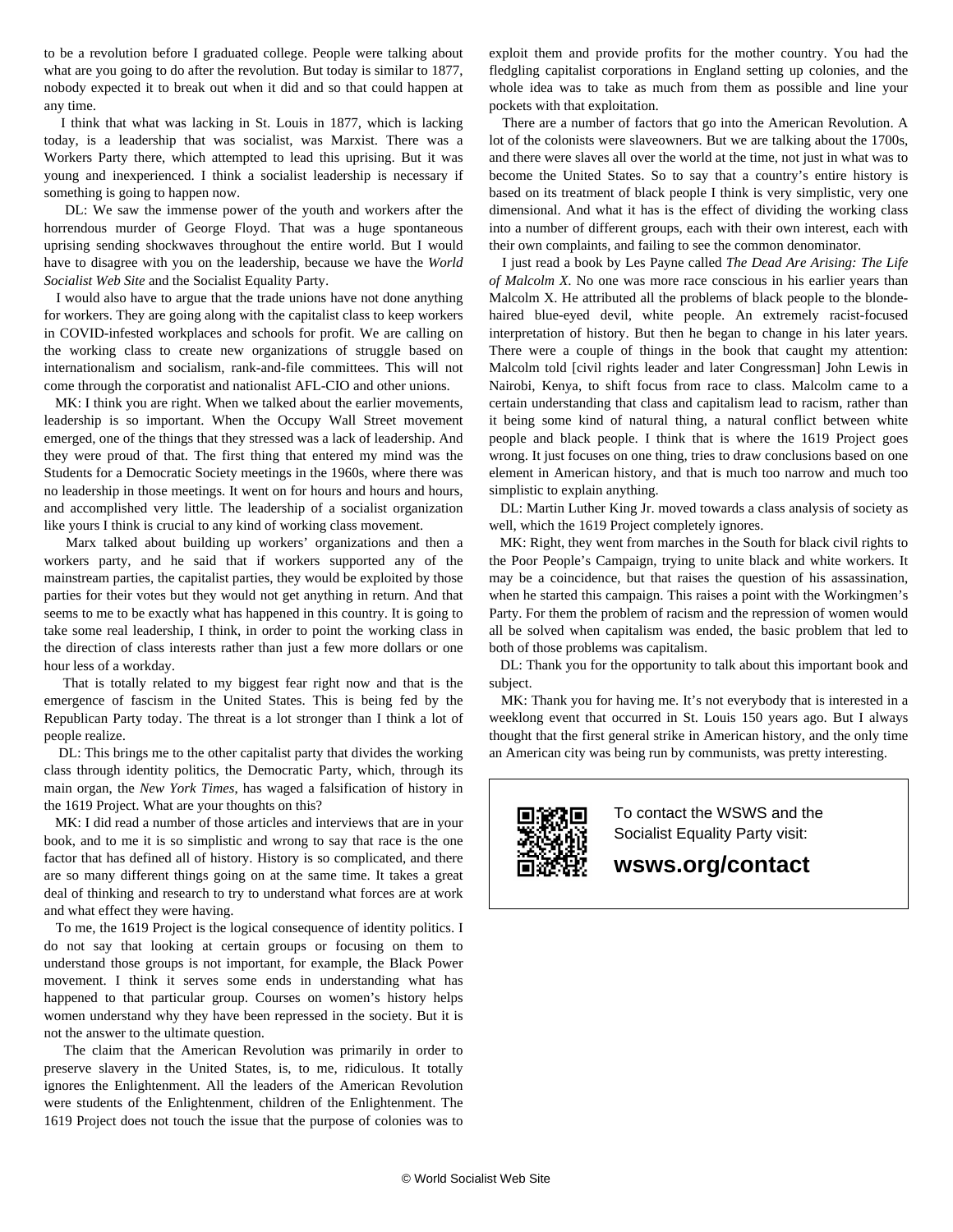to be a revolution before I graduated college. People were talking about what are you going to do after the revolution. But today is similar to 1877, nobody expected it to break out when it did and so that could happen at any time.

I think that what was lacking in St. Louis in 1877, which is lacking today, is a leadership that was socialist, was Marxist. There was a Workers Party there, which attempted to lead this uprising. But it was young and inexperienced. I think a socialist leadership is necessary if something is going to happen now.

DL: We saw the immense power of the youth and workers after the horrendous murder of George Floyd. That was a huge spontaneous uprising sending shockwaves throughout the entire world. But I would have to disagree with you on the leadership, because we have the *World Socialist Web Site* and the Socialist Equality Party.

I would also have to argue that the trade unions have not done anything for workers. They are going along with the capitalist class to keep workers in COVID-infested workplaces and schools for profit. We are calling on the working class to create new organizations of struggle based on internationalism and socialism, rank-and-file committees. This will not come through the corporatist and nationalist AFL-CIO and other unions.

MK: I think you are right. When we talked about the earlier movements, leadership is so important. When the Occupy Wall Street movement emerged, one of the things that they stressed was a lack of leadership. And they were proud of that. The first thing that entered my mind was the Students for a Democratic Society meetings in the 1960s, where there was no leadership in those meetings. It went on for hours and hours and hours, and accomplished very little. The leadership of a socialist organization like yours I think is crucial to any kind of working class movement.

Marx talked about building up workers' organizations and then a workers party, and he said that if workers supported any of the mainstream parties, the capitalist parties, they would be exploited by those parties for their votes but they would not get anything in return. And that seems to me to be exactly what has happened in this country. It is going to take some real leadership, I think, in order to point the working class in the direction of class interests rather than just a few more dollars or one hour less of a workday.

That is totally related to my biggest fear right now and that is the emergence of fascism in the United States. This is being fed by the Republican Party today. The threat is a lot stronger than I think a lot of people realize.

DL: This brings me to the other capitalist party that divides the working class through identity politics, the Democratic Party, which, through its main organ, the *New York Times*, has waged a falsification of history in the 1619 Project. What are your thoughts on this?

MK: I did read a number of those articles and interviews that are in your book, and to me it is so simplistic and wrong to say that race is the one factor that has defined all of history. History is so complicated, and there are so many different things going on at the same time. It takes a great deal of thinking and research to try to understand what forces are at work and what effect they were having.

To me, the 1619 Project is the logical consequence of identity politics. I do not say that looking at certain groups or focusing on them to understand those groups is not important, for example, the Black Power movement. I think it serves some ends in understanding what has happened to that particular group. Courses on women's history helps women understand why they have been repressed in the society. But it is not the answer to the ultimate question.

The claim that the American Revolution was primarily in order to preserve slavery in the United States, is, to me, ridiculous. It totally ignores the Enlightenment. All the leaders of the American Revolution were students of the Enlightenment, children of the Enlightenment. The 1619 Project does not touch the issue that the purpose of colonies was to exploit them and provide profits for the mother country. You had the fledgling capitalist corporations in England setting up colonies, and the whole idea was to take as much from them as possible and line your pockets with that exploitation.

There are a number of factors that go into the American Revolution. A lot of the colonists were slaveowners. But we are talking about the 1700s, and there were slaves all over the world at the time, not just in what was to become the United States. So to say that a country's entire history is based on its treatment of black people I think is very simplistic, very one dimensional. And what it has is the effect of dividing the working class into a number of different groups, each with their own interest, each with their own complaints, and failing to see the common denominator.

I just read a book by Les Payne called *The Dead Are Arising: The Life of Malcolm X*. No one was more race conscious in his earlier years than Malcolm X. He attributed all the problems of black people to the blonde-haired blue-eyed devil, white people. An extremely racist-focused interpretation of history. But then he began to change in his later years. There were a couple of things in the book that caught my attention: Malcolm told [civil rights leader and later Congressman] John Lewis in Nairobi, Kenya, to shift focus from race to class. Malcolm came to a certain understanding that class and capitalism lead to racism, rather than it being some kind of natural thing, a natural conflict between white people and black people. I think that is where the 1619 Project goes wrong. It just focuses on one thing, tries to draw conclusions based on one element in American history, and that is much too narrow and much too simplistic to explain anything.

DL: Martin Luther King Jr. moved towards a class analysis of society as well, which the 1619 Project completely ignores.

MK: Right, they went from marches in the South for black civil rights to the Poor People's Campaign, trying to unite black and white workers. It may be a coincidence, but that raises the question of his assassination, when he started this campaign. This raises a point with the Workingmen's Party. For them the problem of racism and the repression of women would all be solved when capitalism was ended, the basic problem that led to both of those problems was capitalism.

DL: Thank you for the opportunity to talk about this important book and subject.

MK: Thank you for having me. It's not everybody that is interested in a weeklong event that occurred in St. Louis 150 years ago. But I always thought that the first general strike in American history, and the only time an American city was being run by communists, was pretty interesting.

To contact the WSWS and the Socialist Equality Party visit:

**wsws.org/contact**